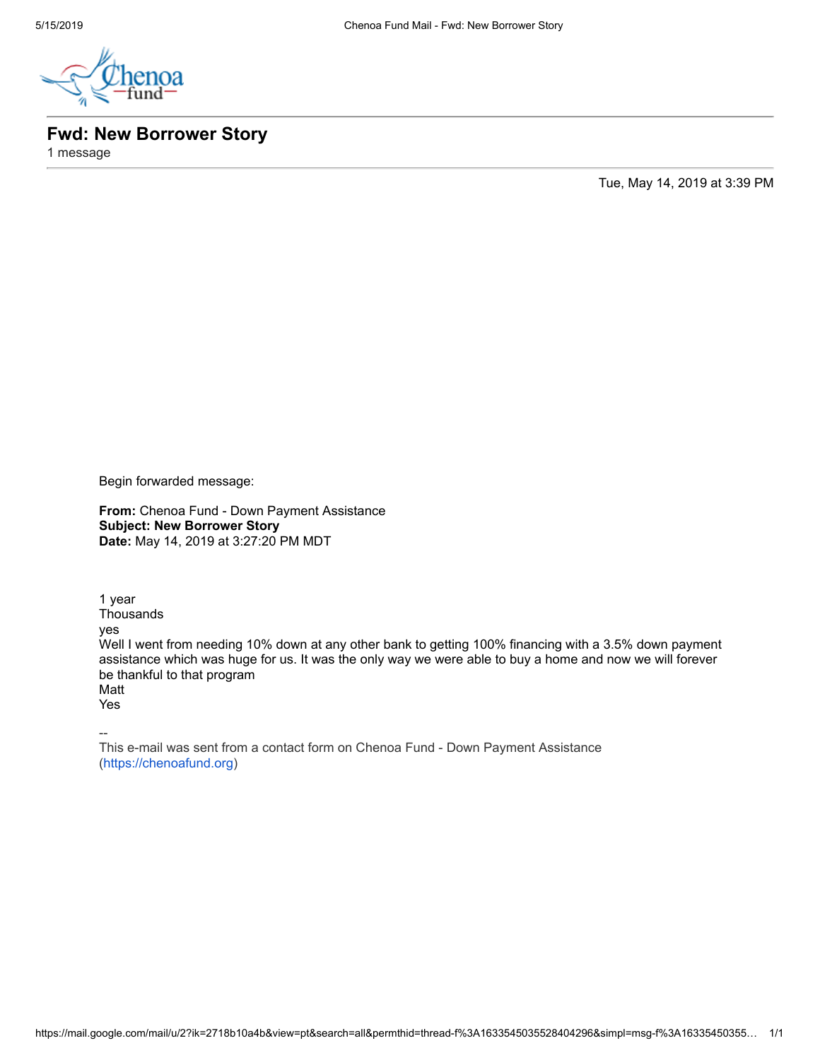# Fwd: New Borrower Story

1 message

Tue, May 14, 2019 at 3:39 PM

Begin forwarded message:

**From:** Chenoa Fund - Down Payment Assistance
**Subject: New Borrower Story**
**Date:** May 14, 2019 at 3:27:20 PM MDT

1 year
Thousands
yes
Well I went from needing 10% down at any other bank to getting 100% financing with a 3.5% down payment assistance which was huge for us. It was the only way we were able to buy a home and now we will forever be thankful to that program
Matt
Yes

--
This e-mail was sent from a contact form on Chenoa Fund - Down Payment Assistance (https://chenoafund.org)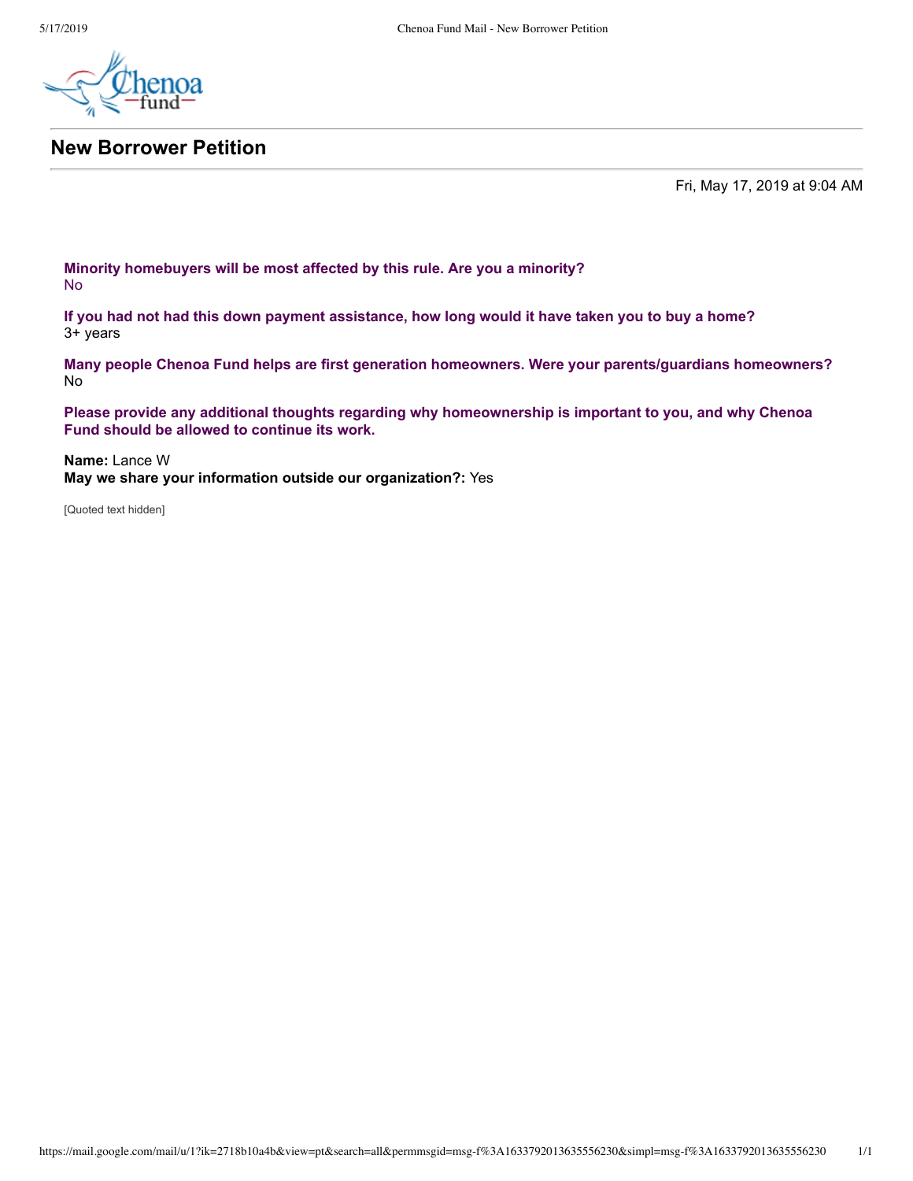## New Borrower Petition

Fri, May 17, 2019 at 9:04 AM

**Minority homebuyers will be most affected by this rule. Are you a minority?**
No

**If you had not had this down payment assistance, how long would it have taken you to buy a home?**
3+ years

**Many people Chenoa Fund helps are first generation homeowners. Were your parents/guardians homeowners?**
No

**Please provide any additional thoughts regarding why homeownership is important to you, and why Chenoa Fund should be allowed to continue its work.**

**Name:** Lance W
**May we share your information outside our organization?:** Yes

[Quoted text hidden]